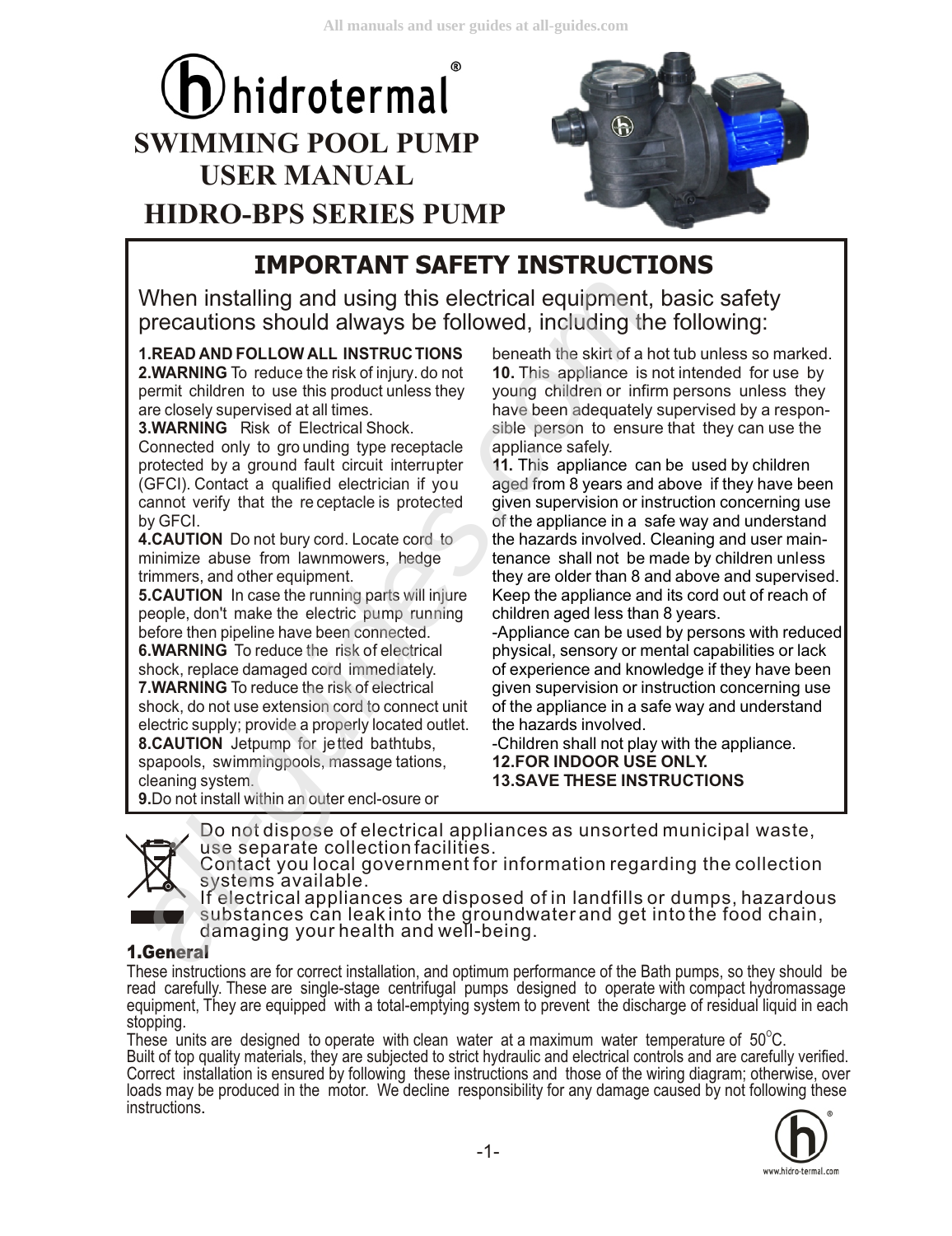# hidrotermal®

# SWIMMING POOL PUMP USER MANUAL

# HIDRO-BPS SERIES PUMP

## IMPORTANT SAFETY INSTRUCTIONS

When installing and using this electrical equipment, basic safety precautions should always be followed, including the following:

**1.READ AND FOLLOW ALL INSTRUC TIONS**

**2.WARNING** To reduce the risk of injury. do not permit children to use this product unless they are closely supervised at all times.

**3.WARNING** Risk of Electrical Shock. Connected only to gro unding type receptacle protected by a ground fault circuit interrupter (GFCI). Contact a qualified electrician if you cannot verify that the re ceptacle is protected by GFCI.

**4.CAUTION** Do not bury cord. Locate cord to minimize abuse from lawnmowers, hedge trimmers, and other equipment.

**5.CAUTION** In case the running parts will injure people, don't make the electric pump running before then pipeline have been connected.

**6.WARNING** To reduce the risk of electrical shock, replace damaged cord immediately.

**7.WARNING** To reduce the risk of electrical shock, do not use extension cord to connect unit electric supply; provide a properly located outlet.

**8.CAUTION** Jetpump for je tted bathtubs, spapools, swimmingpools, massage tations, cleaning system.

**9.**Do not install within an outer encl-osure or beneath the skirt of a hot tub unless so marked.

**10.** This appliance is not intended for use by young children or infirm persons unless they have been adequately supervised by a responsible person to ensure that they can use the appliance safely.

**11.** This appliance can be used by children aged from 8 years and above if they have been given supervision or instruction concerning use of the appliance in a safe way and understand the hazards involved. Cleaning and user maintenance shall not be made by children unless they are older than 8 and above and supervised. Keep the appliance and its cord out of reach of children aged less than 8 years.

-Appliance can be used by persons with reduced physical, sensory or mental capabilities or lack of experience and knowledge if they have been given supervision or instruction concerning use of the appliance in a safe way and understand the hazards involved.

-Children shall not play with the appliance.

**12.FOR INDOOR USE ONLY.**

**13.SAVE THESE INSTRUCTIONS**

Do not dispose of electrical appliances as unsorted municipal waste, use separate collection facilities.
Contact you local government for information regarding the collection systems available.
If electrical appliances are disposed of in landfills or dumps, hazardous substances can leak into the groundwater and get into the food chain, damaging your health and well-being.

## 1.General

These instructions are for correct installation, and optimum performance of the Bath pumps, so they should be read carefully. These are single-stage centrifugal pumps designed to operate with compact hydromassage equipment, They are equipped with a total-emptying system to prevent the discharge of residual liquid in each stopping.

These units are designed to operate with clean water at a maximum water temperature of 50°C.

Built of top quality materials, they are subjected to strict hydraulic and electrical controls and are carefully verified. Correct installation is ensured by following these instructions and those of the wiring diagram; otherwise, over loads may be produced in the motor. We decline responsibility for any damage caused by not following these instructions.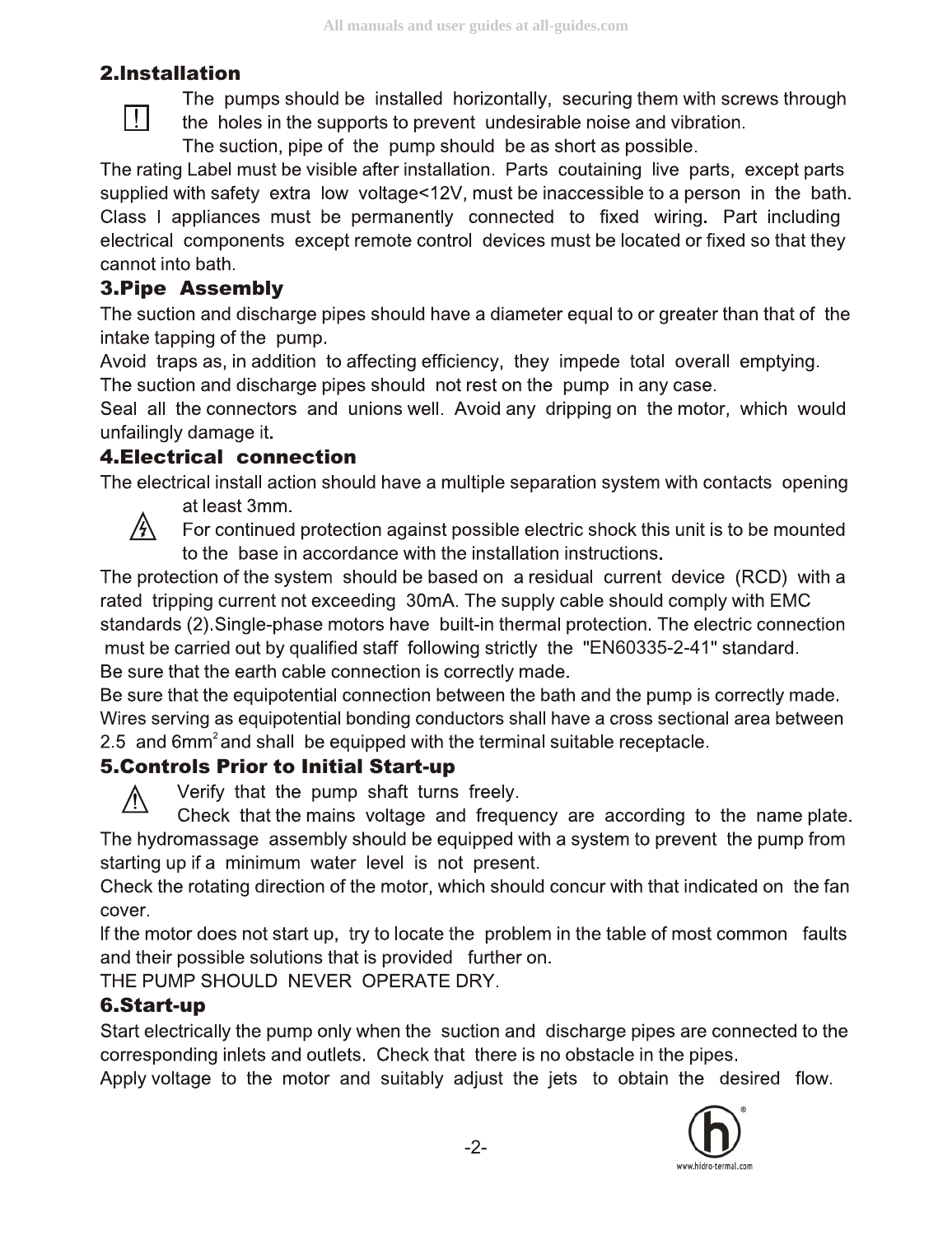## 2.Installation

The pumps should be installed horizontally, securing them with screws through the holes in the supports to prevent undesirable noise and vibration.

The suction, pipe of the pump should be as short as possible.

The rating Label must be visible after installation. Parts coutaining live parts, except parts supplied with safety extra low voltage<12V, must be inaccessible to a person in the bath. Class I appliances must be permanently connected to fixed wiring. Part including electrical components except remote control devices must be located or fixed so that they cannot into bath.

## 3.Pipe Assembly

The suction and discharge pipes should have a diameter equal to or greater than that of the intake tapping of the pump.

Avoid traps as, in addition to affecting efficiency, they impede total overall emptying.

The suction and discharge pipes should not rest on the pump in any case.

Seal all the connectors and unions well. Avoid any dripping on the motor, which would unfailingly damage it.

## 4.Electrical connection

The electrical install action should have a multiple separation system with contacts opening at least 3mm.

For continued protection against possible electric shock this unit is to be mounted to the base in accordance with the installation instructions.

The protection of the system should be based on a residual current device (RCD) with a rated tripping current not exceeding 30mA. The supply cable should comply with EMC standards (2).Single-phase motors have built-in thermal protection. The electric connection must be carried out by qualified staff following strictly the "EN60335-2-41" standard.

Be sure that the earth cable connection is correctly made.

Be sure that the equipotential connection between the bath and the pump is correctly made.

Wires serving as equipotential bonding conductors shall have a cross sectional area between 2.5 and 6mm$^2$ and shall be equipped with the terminal suitable receptacle.

## 5.Controls Prior to Initial Start-up

Verify that the pump shaft turns freely.

Check that the mains voltage and frequency are according to the name plate.

The hydromassage assembly should be equipped with a system to prevent the pump from starting up if a minimum water level is not present.

Check the rotating direction of the motor, which should concur with that indicated on the fan cover.

If the motor does not start up, try to locate the problem in the table of most common faults and their possible solutions that is provided further on.

THE PUMP SHOULD NEVER OPERATE DRY.

## 6.Start-up

Start electrically the pump only when the suction and discharge pipes are connected to the corresponding inlets and outlets. Check that there is no obstacle in the pipes.

Apply voltage to the motor and suitably adjust the jets to obtain the desired flow.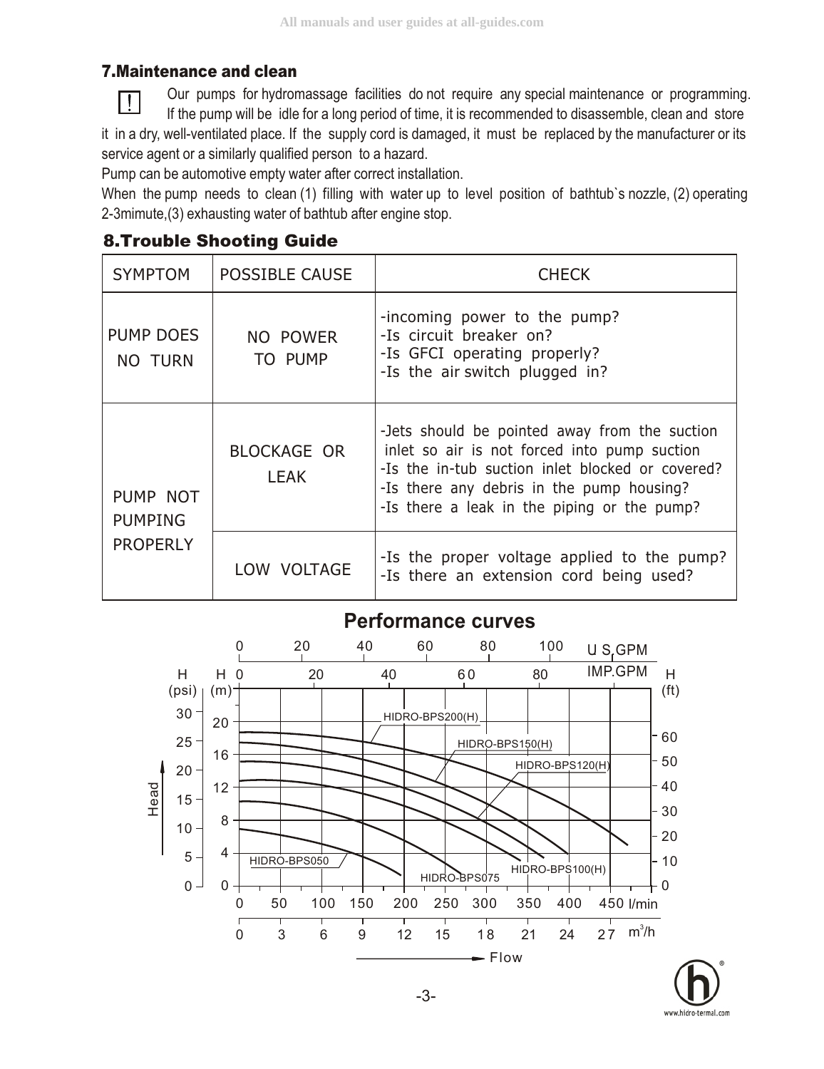## 7.Maintenance and clean

Our pumps for hydromassage facilities do not require any special maintenance or programming. If the pump will be idle for a long period of time, it is recommended to disassemble, clean and store it in a dry, well-ventilated place. If the supply cord is damaged, it must be replaced by the manufacturer or its service agent or a similarly qualified person to a hazard.

Pump can be automotive empty water after correct installation.

When the pump needs to clean (1) filling with water up to level position of bathtub`s nozzle, (2) operating 2-3mimute,(3) exhausting water of bathtub after engine stop.

## 8.Trouble Shooting Guide

| SYMPTOM | POSSIBLE CAUSE | CHECK |
|---|---|---|
| PUMP DOES NO TURN | NO POWER TO PUMP | -incoming power to the pump?<br>-Is circuit breaker on?<br>-Is GFCI operating properly?<br>-Is the air switch plugged in? |
| PUMP NOT PUMPING PROPERLY | BLOCKAGE OR LEAK | -Jets should be pointed away from the suction inlet so air is not forced into pump suction<br>-Is the in-tub suction inlet blocked or covered?<br>-Is there any debris in the pump housing?<br>-Is there a leak in the piping or the pump? |
| | LOW VOLTAGE | -Is the proper voltage applied to the pump?<br>-Is there an extension cord being used? |

**Performance curves**

| Model | Approx. max head (m) | Approx. max flow (l/min) |
|---|---|---|
| HIDRO-BPS200(H) | 20 | 465 |
| HIDRO-BPS150(H) | 17.5 | 400 |
| HIDRO-BPS120(H) | 14.5 | 370 |
| HIDRO-BPS100(H) | 10.5 | 340 |
| HIDRO-BPS075 | 8 | 290 |
| HIDRO-BPS050 | 6.5 | 195 |

Axes: Head — H (psi) 0–30, H (m) 0–20, H (ft) 0–60; Flow — l/min 0–450, m³/h 0–27, U.S.GPM 0–100, IMP.GPM 0–80.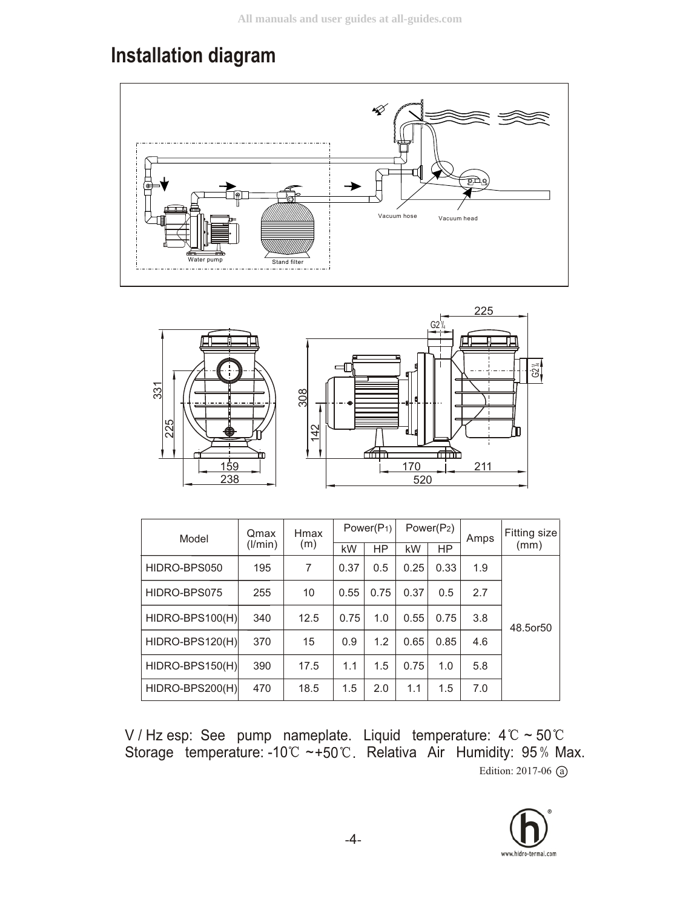## Installation diagram

Vacuum hose

Vacuum head

Water pump

Stand filter

225

G2 1/4

G2 1/4

331

225

159

238

308

142

170

211

520

| Model | Qmax (l/min) | Hmax (m) | Power(P1) | | Power(P2) | | Amps | Fitting size (mm) |
|---|---|---|---|---|---|---|---|---|
| | | | kW | HP | kW | HP | | |
| HIDRO-BPS050 | 195 | 7 | 0.37 | 0.5 | 0.25 | 0.33 | 1.9 | 48.5or50 |
| HIDRO-BPS075 | 255 | 10 | 0.55 | 0.75 | 0.37 | 0.5 | 2.7 | |
| HIDRO-BPS100(H) | 340 | 12.5 | 0.75 | 1.0 | 0.55 | 0.75 | 3.8 | |
| HIDRO-BPS120(H) | 370 | 15 | 0.9 | 1.2 | 0.65 | 0.85 | 4.6 | |
| HIDRO-BPS150(H) | 390 | 17.5 | 1.1 | 1.5 | 0.75 | 1.0 | 5.8 | |
| HIDRO-BPS200(H) | 470 | 18.5 | 1.5 | 2.0 | 1.1 | 1.5 | 7.0 | |

V / Hz esp: See pump nameplate. Liquid temperature: 4℃ ~ 50℃
Storage temperature: -10℃ ~+50℃. Relativa Air Humidity: 95% Max.

Edition: 2017-06 ⓐ

www.hidro-termal.com